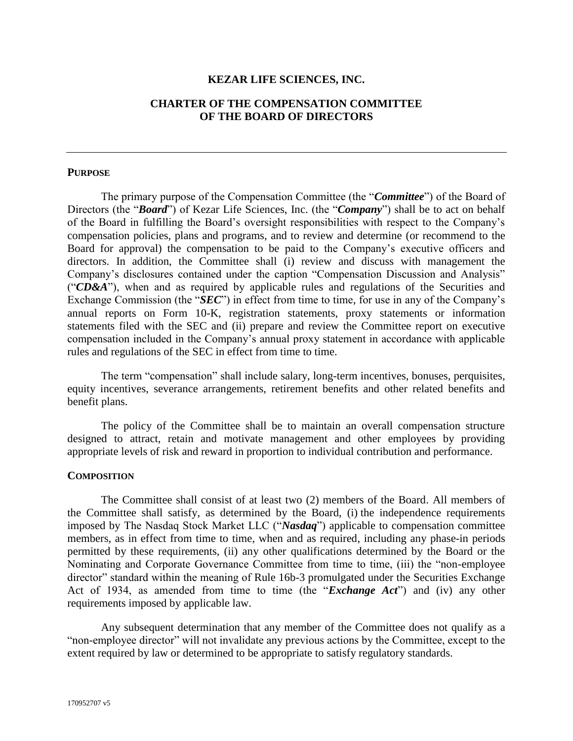# KEZAR LIFE SCIENCES, INC.

## CHARTER OF THE COMPENSATION COMMITTEE OF THE BOARD OF DIRECTORS

---

### PURPOSE

The primary purpose of the Compensation Committee (the "***Committee***") of the Board of Directors (the "***Board***") of Kezar Life Sciences, Inc. (the "***Company***") shall be to act on behalf of the Board in fulfilling the Board's oversight responsibilities with respect to the Company's compensation policies, plans and programs, and to review and determine (or recommend to the Board for approval) the compensation to be paid to the Company's executive officers and directors. In addition, the Committee shall (i) review and discuss with management the Company's disclosures contained under the caption "Compensation Discussion and Analysis" ("***CD&A***"), when and as required by applicable rules and regulations of the Securities and Exchange Commission (the "***SEC***") in effect from time to time, for use in any of the Company's annual reports on Form 10-K, registration statements, proxy statements or information statements filed with the SEC and (ii) prepare and review the Committee report on executive compensation included in the Company's annual proxy statement in accordance with applicable rules and regulations of the SEC in effect from time to time.

The term "compensation" shall include salary, long-term incentives, bonuses, perquisites, equity incentives, severance arrangements, retirement benefits and other related benefits and benefit plans.

The policy of the Committee shall be to maintain an overall compensation structure designed to attract, retain and motivate management and other employees by providing appropriate levels of risk and reward in proportion to individual contribution and performance.

### COMPOSITION

The Committee shall consist of at least two (2) members of the Board. All members of the Committee shall satisfy, as determined by the Board, (i) the independence requirements imposed by The Nasdaq Stock Market LLC ("***Nasdaq***") applicable to compensation committee members, as in effect from time to time, when and as required, including any phase-in periods permitted by these requirements, (ii) any other qualifications determined by the Board or the Nominating and Corporate Governance Committee from time to time, (iii) the "non-employee director" standard within the meaning of Rule 16b-3 promulgated under the Securities Exchange Act of 1934, as amended from time to time (the "***Exchange Act***") and (iv) any other requirements imposed by applicable law.

Any subsequent determination that any member of the Committee does not qualify as a "non-employee director" will not invalidate any previous actions by the Committee, except to the extent required by law or determined to be appropriate to satisfy regulatory standards.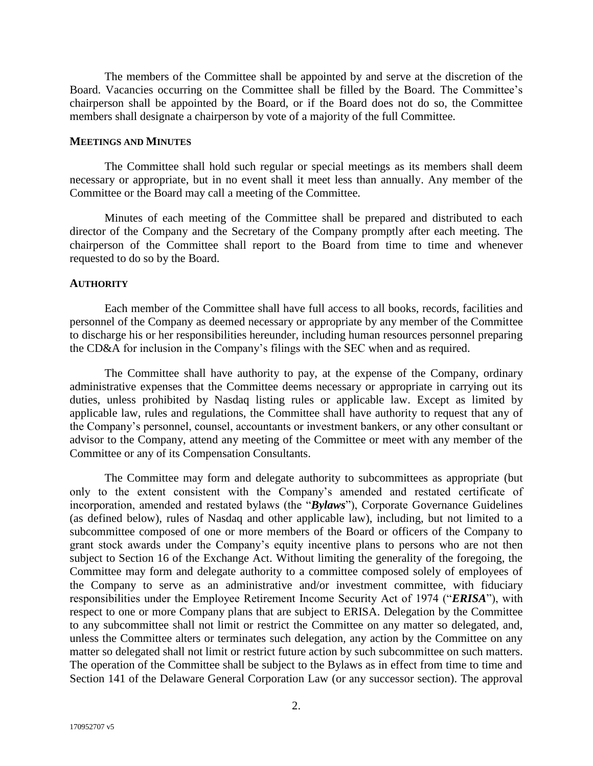The members of the Committee shall be appointed by and serve at the discretion of the Board. Vacancies occurring on the Committee shall be filled by the Board. The Committee's chairperson shall be appointed by the Board, or if the Board does not do so, the Committee members shall designate a chairperson by vote of a majority of the full Committee.

**MEETINGS AND MINUTES**

The Committee shall hold such regular or special meetings as its members shall deem necessary or appropriate, but in no event shall it meet less than annually. Any member of the Committee or the Board may call a meeting of the Committee.

Minutes of each meeting of the Committee shall be prepared and distributed to each director of the Company and the Secretary of the Company promptly after each meeting. The chairperson of the Committee shall report to the Board from time to time and whenever requested to do so by the Board.

**AUTHORITY**

Each member of the Committee shall have full access to all books, records, facilities and personnel of the Company as deemed necessary or appropriate by any member of the Committee to discharge his or her responsibilities hereunder, including human resources personnel preparing the CD&A for inclusion in the Company's filings with the SEC when and as required.

The Committee shall have authority to pay, at the expense of the Company, ordinary administrative expenses that the Committee deems necessary or appropriate in carrying out its duties, unless prohibited by Nasdaq listing rules or applicable law. Except as limited by applicable law, rules and regulations, the Committee shall have authority to request that any of the Company's personnel, counsel, accountants or investment bankers, or any other consultant or advisor to the Company, attend any meeting of the Committee or meet with any member of the Committee or any of its Compensation Consultants.

The Committee may form and delegate authority to subcommittees as appropriate (but only to the extent consistent with the Company's amended and restated certificate of incorporation, amended and restated bylaws (the "***Bylaws***"), Corporate Governance Guidelines (as defined below), rules of Nasdaq and other applicable law), including, but not limited to a subcommittee composed of one or more members of the Board or officers of the Company to grant stock awards under the Company's equity incentive plans to persons who are not then subject to Section 16 of the Exchange Act. Without limiting the generality of the foregoing, the Committee may form and delegate authority to a committee composed solely of employees of the Company to serve as an administrative and/or investment committee, with fiduciary responsibilities under the Employee Retirement Income Security Act of 1974 ("***ERISA***"), with respect to one or more Company plans that are subject to ERISA. Delegation by the Committee to any subcommittee shall not limit or restrict the Committee on any matter so delegated, and, unless the Committee alters or terminates such delegation, any action by the Committee on any matter so delegated shall not limit or restrict future action by such subcommittee on such matters. The operation of the Committee shall be subject to the Bylaws as in effect from time to time and Section 141 of the Delaware General Corporation Law (or any successor section). The approval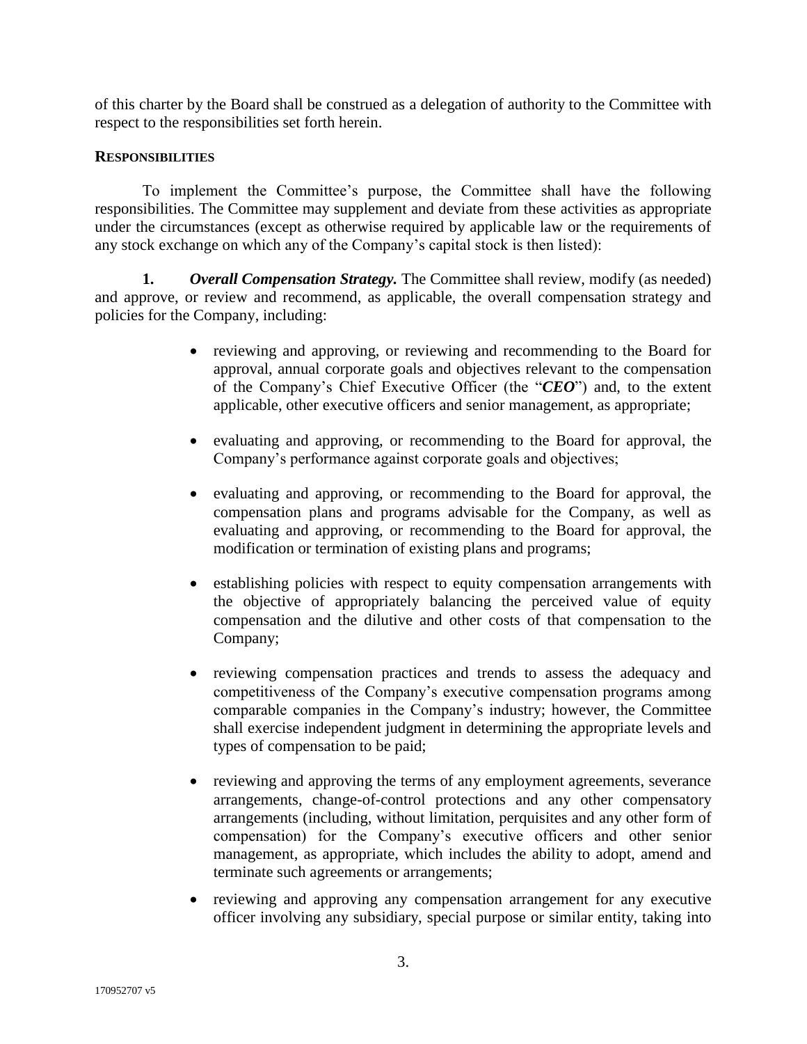of this charter by the Board shall be construed as a delegation of authority to the Committee with respect to the responsibilities set forth herein.

**RESPONSIBILITIES**

To implement the Committee's purpose, the Committee shall have the following responsibilities. The Committee may supplement and deviate from these activities as appropriate under the circumstances (except as otherwise required by applicable law or the requirements of any stock exchange on which any of the Company's capital stock is then listed):

**1.** ***Overall Compensation Strategy.*** The Committee shall review, modify (as needed) and approve, or review and recommend, as applicable, the overall compensation strategy and policies for the Company, including:

- reviewing and approving, or reviewing and recommending to the Board for approval, annual corporate goals and objectives relevant to the compensation of the Company's Chief Executive Officer (the "***CEO***") and, to the extent applicable, other executive officers and senior management, as appropriate;

- evaluating and approving, or recommending to the Board for approval, the Company's performance against corporate goals and objectives;

- evaluating and approving, or recommending to the Board for approval, the compensation plans and programs advisable for the Company, as well as evaluating and approving, or recommending to the Board for approval, the modification or termination of existing plans and programs;

- establishing policies with respect to equity compensation arrangements with the objective of appropriately balancing the perceived value of equity compensation and the dilutive and other costs of that compensation to the Company;

- reviewing compensation practices and trends to assess the adequacy and competitiveness of the Company's executive compensation programs among comparable companies in the Company's industry; however, the Committee shall exercise independent judgment in determining the appropriate levels and types of compensation to be paid;

- reviewing and approving the terms of any employment agreements, severance arrangements, change-of-control protections and any other compensatory arrangements (including, without limitation, perquisites and any other form of compensation) for the Company's executive officers and other senior management, as appropriate, which includes the ability to adopt, amend and terminate such agreements or arrangements;

- reviewing and approving any compensation arrangement for any executive officer involving any subsidiary, special purpose or similar entity, taking into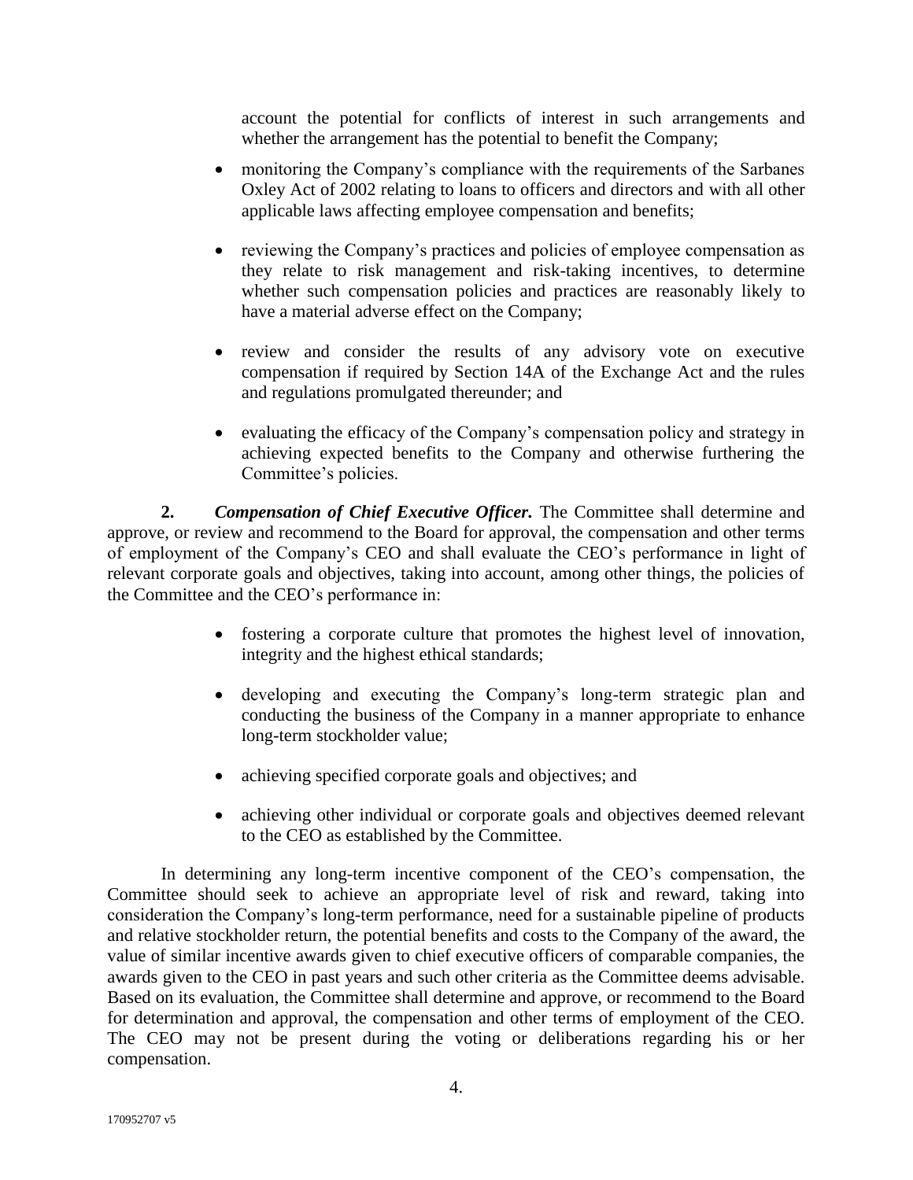account the potential for conflicts of interest in such arrangements and whether the arrangement has the potential to benefit the Company;

- monitoring the Company's compliance with the requirements of the Sarbanes Oxley Act of 2002 relating to loans to officers and directors and with all other applicable laws affecting employee compensation and benefits;

- reviewing the Company's practices and policies of employee compensation as they relate to risk management and risk-taking incentives, to determine whether such compensation policies and practices are reasonably likely to have a material adverse effect on the Company;

- review and consider the results of any advisory vote on executive compensation if required by Section 14A of the Exchange Act and the rules and regulations promulgated thereunder; and

- evaluating the efficacy of the Company's compensation policy and strategy in achieving expected benefits to the Company and otherwise furthering the Committee's policies.

**2.** ***Compensation of Chief Executive Officer.*** The Committee shall determine and approve, or review and recommend to the Board for approval, the compensation and other terms of employment of the Company's CEO and shall evaluate the CEO's performance in light of relevant corporate goals and objectives, taking into account, among other things, the policies of the Committee and the CEO's performance in:

- fostering a corporate culture that promotes the highest level of innovation, integrity and the highest ethical standards;

- developing and executing the Company's long-term strategic plan and conducting the business of the Company in a manner appropriate to enhance long-term stockholder value;

- achieving specified corporate goals and objectives; and

- achieving other individual or corporate goals and objectives deemed relevant to the CEO as established by the Committee.

In determining any long-term incentive component of the CEO's compensation, the Committee should seek to achieve an appropriate level of risk and reward, taking into consideration the Company's long-term performance, need for a sustainable pipeline of products and relative stockholder return, the potential benefits and costs to the Company of the award, the value of similar incentive awards given to chief executive officers of comparable companies, the awards given to the CEO in past years and such other criteria as the Committee deems advisable. Based on its evaluation, the Committee shall determine and approve, or recommend to the Board for determination and approval, the compensation and other terms of employment of the CEO. The CEO may not be present during the voting or deliberations regarding his or her compensation.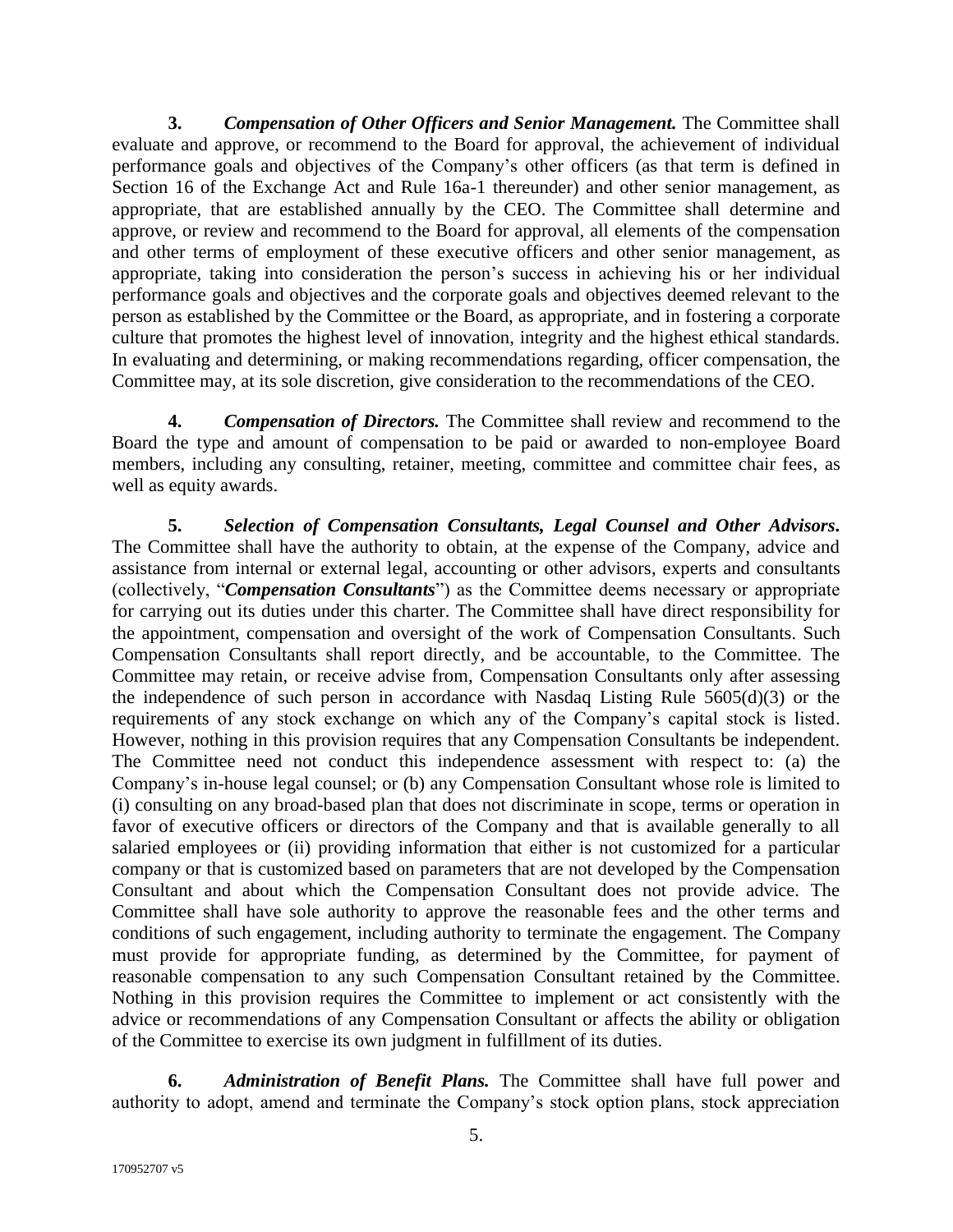**3.** ***Compensation of Other Officers and Senior Management.*** The Committee shall evaluate and approve, or recommend to the Board for approval, the achievement of individual performance goals and objectives of the Company's other officers (as that term is defined in Section 16 of the Exchange Act and Rule 16a-1 thereunder) and other senior management, as appropriate, that are established annually by the CEO. The Committee shall determine and approve, or review and recommend to the Board for approval, all elements of the compensation and other terms of employment of these executive officers and other senior management, as appropriate, taking into consideration the person's success in achieving his or her individual performance goals and objectives and the corporate goals and objectives deemed relevant to the person as established by the Committee or the Board, as appropriate, and in fostering a corporate culture that promotes the highest level of innovation, integrity and the highest ethical standards. In evaluating and determining, or making recommendations regarding, officer compensation, the Committee may, at its sole discretion, give consideration to the recommendations of the CEO.

**4.** ***Compensation of Directors.*** The Committee shall review and recommend to the Board the type and amount of compensation to be paid or awarded to non-employee Board members, including any consulting, retainer, meeting, committee and committee chair fees, as well as equity awards.

**5.** ***Selection of Compensation Consultants, Legal Counsel and Other Advisors.*** The Committee shall have the authority to obtain, at the expense of the Company, advice and assistance from internal or external legal, accounting or other advisors, experts and consultants (collectively, "***Compensation Consultants***") as the Committee deems necessary or appropriate for carrying out its duties under this charter. The Committee shall have direct responsibility for the appointment, compensation and oversight of the work of Compensation Consultants. Such Compensation Consultants shall report directly, and be accountable, to the Committee. The Committee may retain, or receive advise from, Compensation Consultants only after assessing the independence of such person in accordance with Nasdaq Listing Rule 5605(d)(3) or the requirements of any stock exchange on which any of the Company's capital stock is listed. However, nothing in this provision requires that any Compensation Consultants be independent. The Committee need not conduct this independence assessment with respect to: (a) the Company's in-house legal counsel; or (b) any Compensation Consultant whose role is limited to (i) consulting on any broad-based plan that does not discriminate in scope, terms or operation in favor of executive officers or directors of the Company and that is available generally to all salaried employees or (ii) providing information that either is not customized for a particular company or that is customized based on parameters that are not developed by the Compensation Consultant and about which the Compensation Consultant does not provide advice. The Committee shall have sole authority to approve the reasonable fees and the other terms and conditions of such engagement, including authority to terminate the engagement. The Company must provide for appropriate funding, as determined by the Committee, for payment of reasonable compensation to any such Compensation Consultant retained by the Committee. Nothing in this provision requires the Committee to implement or act consistently with the advice or recommendations of any Compensation Consultant or affects the ability or obligation of the Committee to exercise its own judgment in fulfillment of its duties.

**6.** ***Administration of Benefit Plans.*** The Committee shall have full power and authority to adopt, amend and terminate the Company's stock option plans, stock appreciation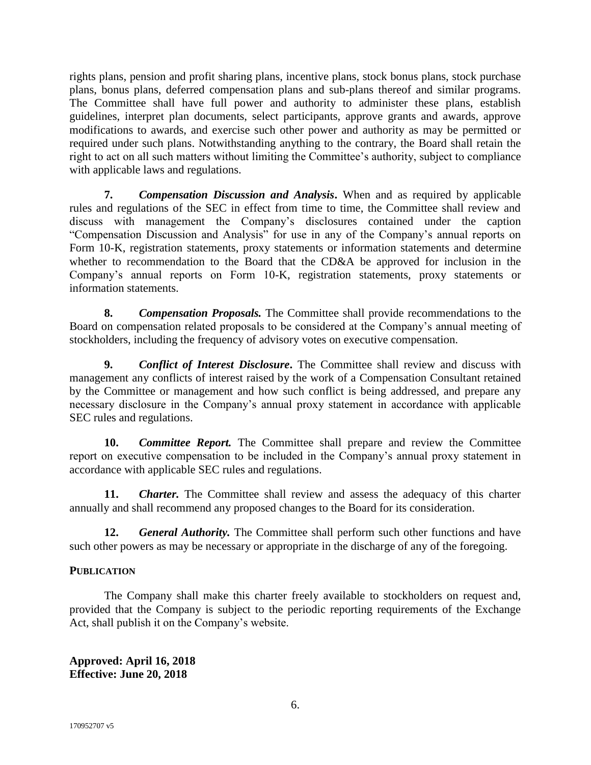rights plans, pension and profit sharing plans, incentive plans, stock bonus plans, stock purchase plans, bonus plans, deferred compensation plans and sub-plans thereof and similar programs. The Committee shall have full power and authority to administer these plans, establish guidelines, interpret plan documents, select participants, approve grants and awards, approve modifications to awards, and exercise such other power and authority as may be permitted or required under such plans. Notwithstanding anything to the contrary, the Board shall retain the right to act on all such matters without limiting the Committee's authority, subject to compliance with applicable laws and regulations.

**7.** ***Compensation Discussion and Analysis*****.** When and as required by applicable rules and regulations of the SEC in effect from time to time, the Committee shall review and discuss with management the Company's disclosures contained under the caption "Compensation Discussion and Analysis" for use in any of the Company's annual reports on Form 10-K, registration statements, proxy statements or information statements and determine whether to recommendation to the Board that the CD&A be approved for inclusion in the Company's annual reports on Form 10-K, registration statements, proxy statements or information statements.

**8.** ***Compensation Proposals.*** The Committee shall provide recommendations to the Board on compensation related proposals to be considered at the Company's annual meeting of stockholders, including the frequency of advisory votes on executive compensation.

**9.** ***Conflict of Interest Disclosure*****.** The Committee shall review and discuss with management any conflicts of interest raised by the work of a Compensation Consultant retained by the Committee or management and how such conflict is being addressed, and prepare any necessary disclosure in the Company's annual proxy statement in accordance with applicable SEC rules and regulations.

**10.** ***Committee Report.*** The Committee shall prepare and review the Committee report on executive compensation to be included in the Company's annual proxy statement in accordance with applicable SEC rules and regulations.

**11.** ***Charter.*** The Committee shall review and assess the adequacy of this charter annually and shall recommend any proposed changes to the Board for its consideration.

**12.** ***General Authority.*** The Committee shall perform such other functions and have such other powers as may be necessary or appropriate in the discharge of any of the foregoing.

**PUBLICATION**

The Company shall make this charter freely available to stockholders on request and, provided that the Company is subject to the periodic reporting requirements of the Exchange Act, shall publish it on the Company's website.

**Approved: April 16, 2018**
**Effective: June 20, 2018**

170952707 v5